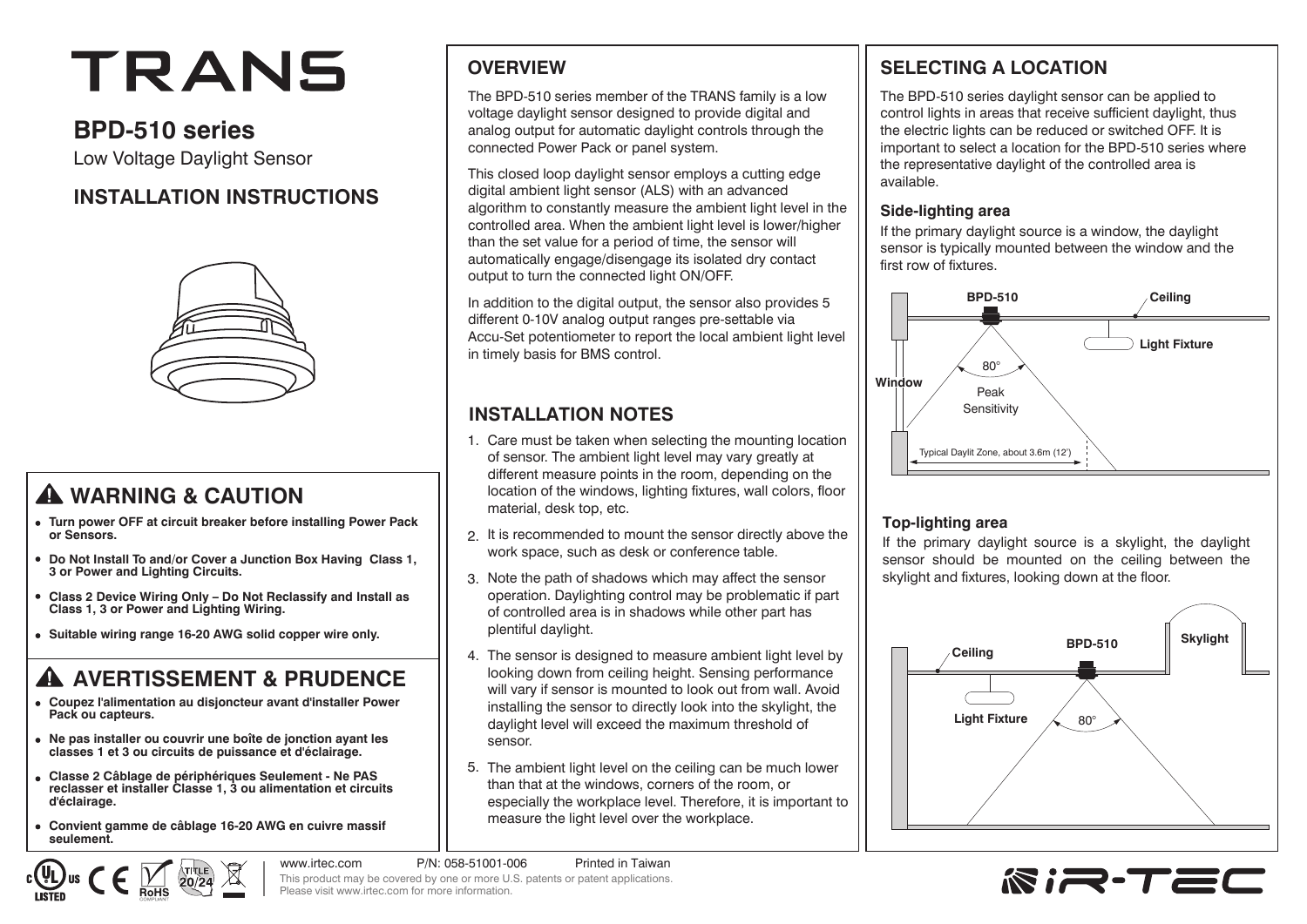# TRANS

## BPD-510 series

Low Voltage Daylight Sensor

## INSTALLATION INSTRUCTIONS

## ⚠ WARNING & CAUTION

- **Turn power OFF at circuit breaker before installing Power Pack or Sensors.**
- **Do Not Install To and/or Cover a Junction Box Having Class 1, 3 or Power and Lighting Circuits.**
- **Class 2 Device Wiring Only – Do Not Reclassify and Install as Class 1, 3 or Power and Lighting Wiring.**
- **Suitable wiring range 16-20 AWG solid copper wire only.**

## ⚠ AVERTISSEMENT & PRUDENCE

- **Coupez l'alimentation au disjoncteur avant d'installer Power Pack ou capteurs.**
- **Ne pas installer ou couvrir une boîte de jonction ayant les classes 1 et 3 ou circuits de puissance et d'éclairage.**
- **Classe 2 Câblage de périphériques Seulement - Ne PAS reclasser et installer Classe 1, 3 ou alimentation et circuits d'éclairage.**
- **Convient gamme de câblage 16-20 AWG en cuivre massif seulement.**

## OVERVIEW

The BPD-510 series member of the TRANS family is a low voltage daylight sensor designed to provide digital and analog output for automatic daylight controls through the connected Power Pack or panel system.

This closed loop daylight sensor employs a cutting edge digital ambient light sensor (ALS) with an advanced algorithm to constantly measure the ambient light level in the controlled area. When the ambient light level is lower/higher than the set value for a period of time, the sensor will automatically engage/disengage its isolated dry contact output to turn the connected light ON/OFF.

In addition to the digital output, the sensor also provides 5 different 0-10V analog output ranges pre-settable via Accu-Set potentiometer to report the local ambient light level in timely basis for BMS control.

## INSTALLATION NOTES

1. Care must be taken when selecting the mounting location of sensor. The ambient light level may vary greatly at different measure points in the room, depending on the location of the windows, lighting fixtures, wall colors, floor material, desk top, etc.
2. It is recommended to mount the sensor directly above the work space, such as desk or conference table.
3. Note the path of shadows which may affect the sensor operation. Daylighting control may be problematic if part of controlled area is in shadows while other part has plentiful daylight.
4. The sensor is designed to measure ambient light level by looking down from ceiling height. Sensing performance will vary if sensor is mounted to look out from wall. Avoid installing the sensor to directly look into the skylight, the daylight level will exceed the maximum threshold of sensor.
5. The ambient light level on the ceiling can be much lower than that at the windows, corners of the room, or especially the workplace level. Therefore, it is important to measure the light level over the workplace.

## SELECTING A LOCATION

The BPD-510 series daylight sensor can be applied to control lights in areas that receive sufficient daylight, thus the electric lights can be reduced or switched OFF. It is important to select a location for the BPD-510 series where the representative daylight of the controlled area is available.

### Side-lighting area

If the primary daylight source is a window, the daylight sensor is typically mounted between the window and the first row of fixtures.

BPD-510 | Ceiling | Light Fixture | Window | 80° | Peak Sensitivity | Typical Daylit Zone, about 3.6m (12')

### Top-lighting area

If the primary daylight source is a skylight, the daylight sensor should be mounted on the ceiling between the skylight and fixtures, looking down at the floor.

Ceiling | BPD-510 | Skylight | Light Fixture | 80°

www.irtec.com P/N: 058-51001-006 Printed in Taiwan

This product may be covered by one or more U.S. patents or patent applications. Please visit www.irtec.com for more information.

iR-TEC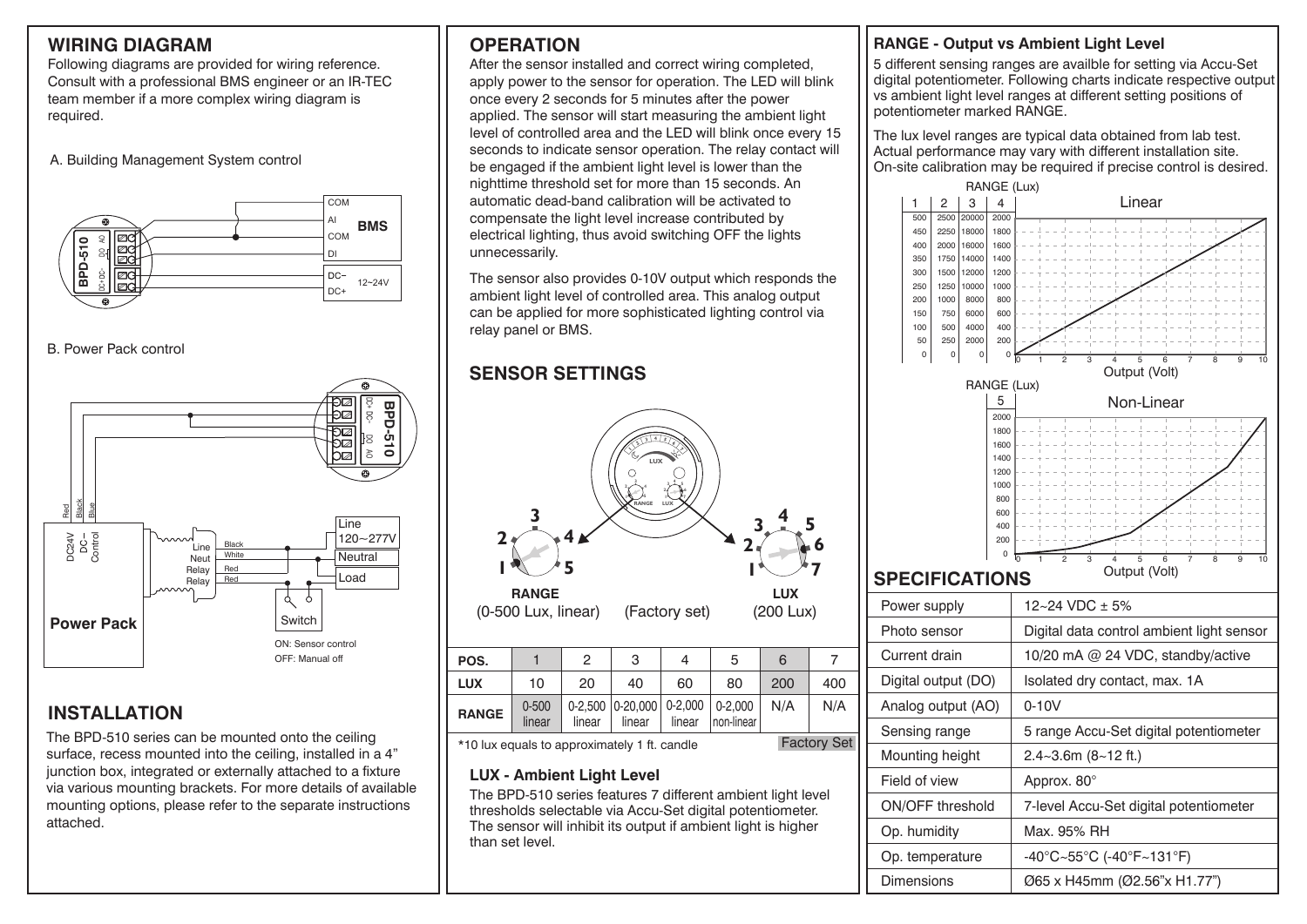## WIRING DIAGRAM

Following diagrams are provided for wiring reference. Consult with a professional BMS engineer or an IR-TEC team member if a more complex wiring diagram is required.

A. Building Management System control

BPD-510
DC+ DC- DO AO
COM
AI
COM
DI
BMS
DC–
DC+
12~24V

B. Power Pack control

BPD-510
DC+ DC- DO AO
Red
Black
Blue
DC24V
DC–
Control
Line
Neut
Relay
Relay
Black
White
Red
Red
Line 120~277V
Neutral
Load
Switch
Power Pack
ON: Sensor control
OFF: Manual off

## INSTALLATION

The BPD-510 series can be mounted onto the ceiling surface, recess mounted into the ceiling, installed in a 4" junction box, integrated or externally attached to a fixture via various mounting brackets. For more details of available mounting options, please refer to the separate instructions attached.

## OPERATION

After the sensor installed and correct wiring completed, apply power to the sensor for operation. The LED will blink once every 2 seconds for 5 minutes after the power applied. The sensor will start measuring the ambient light level of controlled area and the LED will blink once every 15 seconds to indicate sensor operation. The relay contact will be engaged if the ambient light level is lower than the nighttime threshold set for more than 15 seconds. An automatic dead-band calibration will be activated to compensate the light level increase contributed by electrical lighting, thus avoid switching OFF the lights unnecessarily.

The sensor also provides 0-10V output which responds the ambient light level of controlled area. This analog output can be applied for more sophisticated lighting control via relay panel or BMS.

## SENSOR SETTINGS

RANGE
(0-500 Lux, linear)

(Factory set)

LUX
(200 Lux)

| POS. | 1 | 2 | 3 | 4 | 5 | 6 | 7 |
|---|---|---|---|---|---|---|---|
| LUX | 10 | 20 | 40 | 60 | 80 | 200 | 400 |
| RANGE | 0-500 linear | 0-2,500 linear | 0-20,000 linear | 0-2,000 linear | 0-2,000 non-linear | N/A | N/A |

*10 lux equals to approximately 1 ft. candle

Factory Set

### LUX - Ambient Light Level

The BPD-510 series features 7 different ambient light level thresholds selectable via Accu-Set digital potentiometer. The sensor will inhibit its output if ambient light is higher than set level.

### RANGE - Output vs Ambient Light Level

5 different sensing ranges are availble for setting via Accu-Set digital potentiometer. Following charts indicate respective output vs ambient light level ranges at different setting positions of potentiometer marked RANGE.

The lux level ranges are typical data obtained from lab test. Actual performance may vary with different installation site. On-site calibration may be required if precise control is desired.

RANGE (Lux)
Linear
1: 0 50 100 150 200 250 300 350 400 450 500
2: 0 250 500 750 1000 1250 1500 1750 2000 2250 2500
3: 0 2000 4000 6000 8000 10000 12000 14000 16000 18000 20000
4: 0 200 400 600 800 1000 1200 1400 1600 1800 2000
Output (Volt) 0 1 2 3 4 5 6 7 8 9 10

RANGE (Lux)
Non-Linear
5: 0 200 400 600 800 1000 1200 1400 1600 1800 2000
Output (Volt) 0 1 2 3 4 5 6 7 8 9 10

## SPECIFICATIONS

| | |
|---|---|
| Power supply | 12~24 VDC ± 5% |
| Photo sensor | Digital data control ambient light sensor |
| Current drain | 10/20 mA @ 24 VDC, standby/active |
| Digital output (DO) | Isolated dry contact, max. 1A |
| Analog output (AO) | 0-10V |
| Sensing range | 5 range Accu-Set digital potentiometer |
| Mounting height | 2.4~3.6m (8~12 ft.) |
| Field of view | Approx. 80° |
| ON/OFF threshold | 7-level Accu-Set digital potentiometer |
| Op. humidity | Max. 95% RH |
| Op. temperature | -40°C~55°C (-40°F~131°F) |
| Dimensions | Ø65 x H45mm (Ø2.56"x H1.77") |